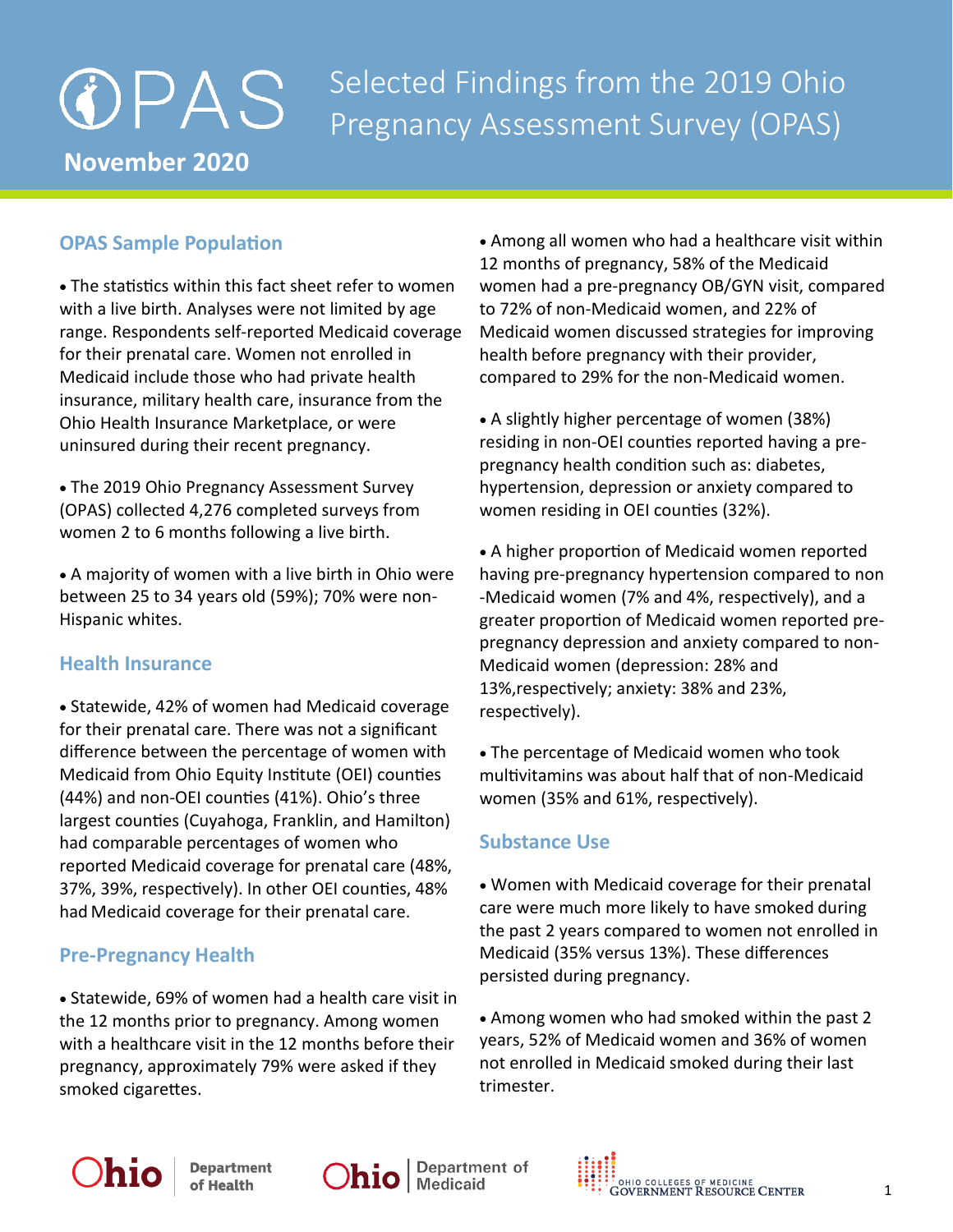# OPAS Selected Findings from the 2019 Ohio Pregnancy Assessment Survey (OPAS)

**November 2020**

## OPAS Sample Population

- The statistics within this fact sheet refer to women with a live birth. Analyses were not limited by age range. Respondents self-reported Medicaid coverage for their prenatal care. Women not enrolled in Medicaid include those who had private health insurance, military health care, insurance from the Ohio Health Insurance Marketplace, or were uninsured during their recent pregnancy.
- The 2019 Ohio Pregnancy Assessment Survey (OPAS) collected 4,276 completed surveys from women 2 to 6 months following a live birth.
- A majority of women with a live birth in Ohio were between 25 to 34 years old (59%); 70% were non-Hispanic whites.

## Health Insurance

- Statewide, 42% of women had Medicaid coverage for their prenatal care. There was not a significant difference between the percentage of women with Medicaid from Ohio Equity Institute (OEI) counties (44%) and non-OEI counties (41%). Ohio's three largest counties (Cuyahoga, Franklin, and Hamilton) had comparable percentages of women who reported Medicaid coverage for prenatal care (48%, 37%, 39%, respectively). In other OEI counties, 48% had Medicaid coverage for their prenatal care.

## Pre-Pregnancy Health

- Statewide, 69% of women had a health care visit in the 12 months prior to pregnancy. Among women with a healthcare visit in the 12 months before their pregnancy, approximately 79% were asked if they smoked cigarettes.
- Among all women who had a healthcare visit within 12 months of pregnancy, 58% of the Medicaid women had a pre-pregnancy OB/GYN visit, compared to 72% of non-Medicaid women, and 22% of Medicaid women discussed strategies for improving health before pregnancy with their provider, compared to 29% for the non-Medicaid women.
- A slightly higher percentage of women (38%) residing in non-OEI counties reported having a pre-pregnancy health condition such as: diabetes, hypertension, depression or anxiety compared to women residing in OEI counties (32%).
- A higher proportion of Medicaid women reported having pre-pregnancy hypertension compared to non-Medicaid women (7% and 4%, respectively), and a greater proportion of Medicaid women reported pre-pregnancy depression and anxiety compared to non-Medicaid women (depression: 28% and 13%,respectively; anxiety: 38% and 23%, respectively).
- The percentage of Medicaid women who took multivitamins was about half that of non-Medicaid women (35% and 61%, respectively).

## Substance Use

- Women with Medicaid coverage for their prenatal care were much more likely to have smoked during the past 2 years compared to women not enrolled in Medicaid (35% versus 13%). These differences persisted during pregnancy.
- Among women who had smoked within the past 2 years, 52% of Medicaid women and 36% of women not enrolled in Medicaid smoked during their last trimester.

Ohio Department of Health | Ohio Department of Medicaid | Ohio Colleges of Medicine Government Resource Center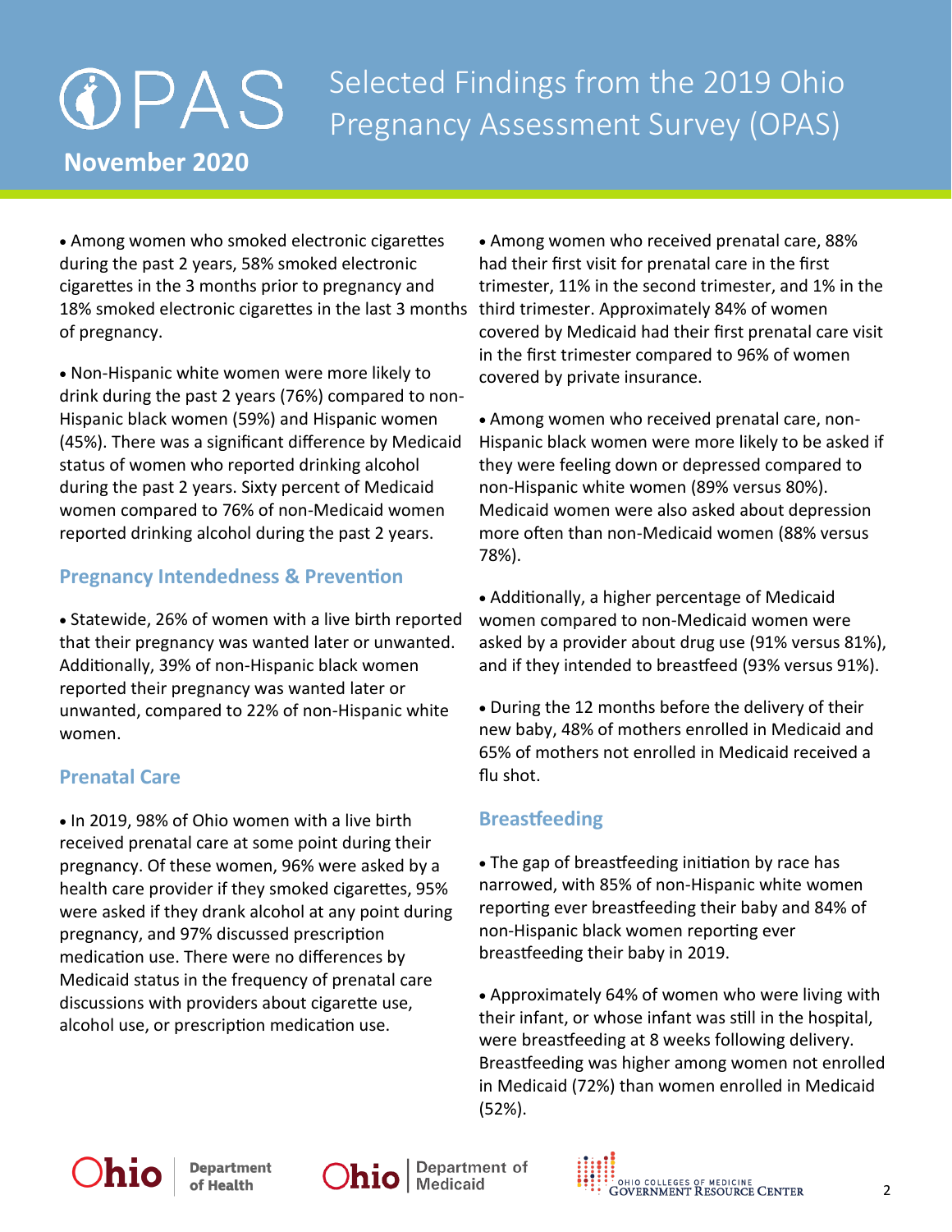# Selected Findings from the 2019 Ohio Pregnancy Assessment Survey (OPAS)

**November 2020**

- Among women who smoked electronic cigarettes during the past 2 years, 58% smoked electronic cigarettes in the 3 months prior to pregnancy and 18% smoked electronic cigarettes in the last 3 months of pregnancy.

- Non-Hispanic white women were more likely to drink during the past 2 years (76%) compared to non-Hispanic black women (59%) and Hispanic women (45%). There was a significant difference by Medicaid status of women who reported drinking alcohol during the past 2 years. Sixty percent of Medicaid women compared to 76% of non-Medicaid women reported drinking alcohol during the past 2 years.

## Pregnancy Intendedness & Prevention

- Statewide, 26% of women with a live birth reported that their pregnancy was wanted later or unwanted. Additionally, 39% of non-Hispanic black women reported their pregnancy was wanted later or unwanted, compared to 22% of non-Hispanic white women.

## Prenatal Care

- In 2019, 98% of Ohio women with a live birth received prenatal care at some point during their pregnancy. Of these women, 96% were asked by a health care provider if they smoked cigarettes, 95% were asked if they drank alcohol at any point during pregnancy, and 97% discussed prescription medication use. There were no differences by Medicaid status in the frequency of prenatal care discussions with providers about cigarette use, alcohol use, or prescription medication use.

- Among women who received prenatal care, 88% had their first visit for prenatal care in the first trimester, 11% in the second trimester, and 1% in the third trimester. Approximately 84% of women covered by Medicaid had their first prenatal care visit in the first trimester compared to 96% of women covered by private insurance.

- Among women who received prenatal care, non-Hispanic black women were more likely to be asked if they were feeling down or depressed compared to non-Hispanic white women (89% versus 80%). Medicaid women were also asked about depression more often than non-Medicaid women (88% versus 78%).

- Additionally, a higher percentage of Medicaid women compared to non-Medicaid women were asked by a provider about drug use (91% versus 81%), and if they intended to breastfeed (93% versus 91%).

- During the 12 months before the delivery of their new baby, 48% of mothers enrolled in Medicaid and 65% of mothers not enrolled in Medicaid received a flu shot.

## Breastfeeding

- The gap of breastfeeding initiation by race has narrowed, with 85% of non-Hispanic white women reporting ever breastfeeding their baby and 84% of non-Hispanic black women reporting ever breastfeeding their baby in 2019.

- Approximately 64% of women who were living with their infant, or whose infant was still in the hospital, were breastfeeding at 8 weeks following delivery. Breastfeeding was higher among women not enrolled in Medicaid (72%) than women enrolled in Medicaid (52%).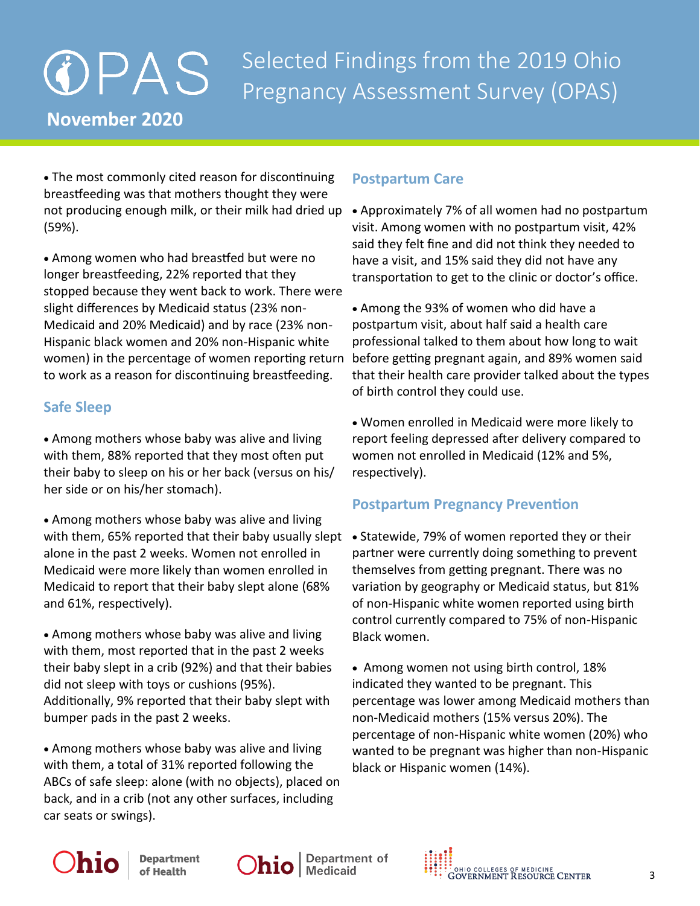# Selected Findings from the 2019 Ohio Pregnancy Assessment Survey (OPAS)

**November 2020**

- The most commonly cited reason for discontinuing breastfeeding was that mothers thought they were not producing enough milk, or their milk had dried up (59%).

- Among women who had breastfed but were no longer breastfeeding, 22% reported that they stopped because they went back to work. There were slight differences by Medicaid status (23% non-Medicaid and 20% Medicaid) and by race (23% non-Hispanic black women and 20% non-Hispanic white women) in the percentage of women reporting return to work as a reason for discontinuing breastfeeding.

## Safe Sleep

- Among mothers whose baby was alive and living with them, 88% reported that they most often put their baby to sleep on his or her back (versus on his/her side or on his/her stomach).

- Among mothers whose baby was alive and living with them, 65% reported that their baby usually slept alone in the past 2 weeks. Women not enrolled in Medicaid were more likely than women enrolled in Medicaid to report that their baby slept alone (68% and 61%, respectively).

- Among mothers whose baby was alive and living with them, most reported that in the past 2 weeks their baby slept in a crib (92%) and that their babies did not sleep with toys or cushions (95%). Additionally, 9% reported that their baby slept with bumper pads in the past 2 weeks.

- Among mothers whose baby was alive and living with them, a total of 31% reported following the ABCs of safe sleep: alone (with no objects), placed on back, and in a crib (not any other surfaces, including car seats or swings).

## Postpartum Care

- Approximately 7% of all women had no postpartum visit. Among women with no postpartum visit, 42% said they felt fine and did not think they needed to have a visit, and 15% said they did not have any transportation to get to the clinic or doctor's office.

- Among the 93% of women who did have a postpartum visit, about half said a health care professional talked to them about how long to wait before getting pregnant again, and 89% women said that their health care provider talked about the types of birth control they could use.

- Women enrolled in Medicaid were more likely to report feeling depressed after delivery compared to women not enrolled in Medicaid (12% and 5%, respectively).

## Postpartum Pregnancy Prevention

- Statewide, 79% of women reported they or their partner were currently doing something to prevent themselves from getting pregnant. There was no variation by geography or Medicaid status, but 81% of non-Hispanic white women reported using birth control currently compared to 75% of non-Hispanic Black women.

- Among women not using birth control, 18% indicated they wanted to be pregnant. This percentage was lower among Medicaid mothers than non-Medicaid mothers (15% versus 20%). The percentage of non-Hispanic white women (20%) who wanted to be pregnant was higher than non-Hispanic black or Hispanic women (14%).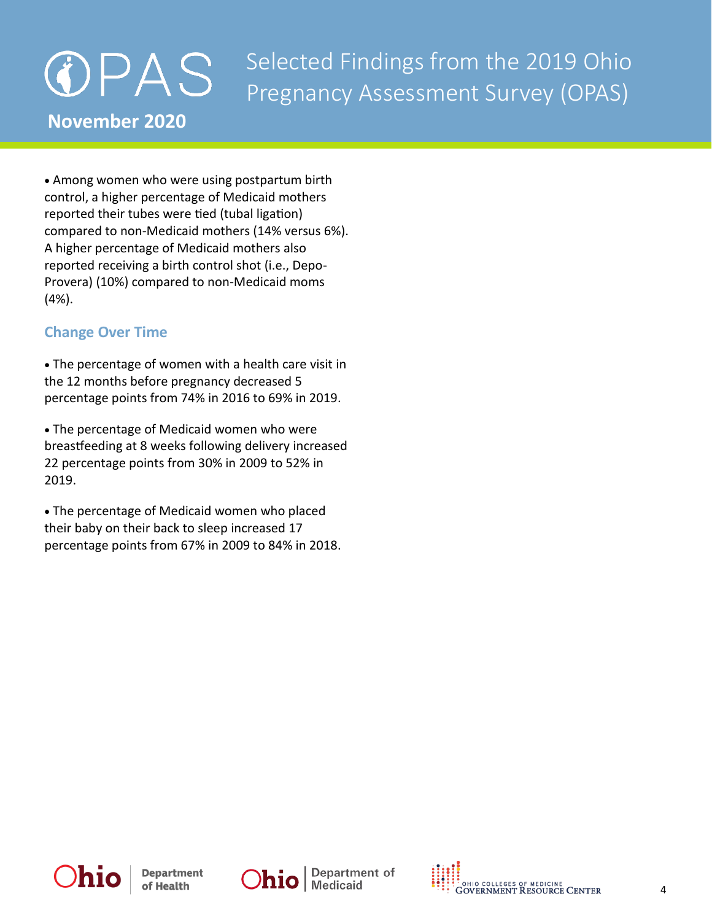- Among women who were using postpartum birth control, a higher percentage of Medicaid mothers reported their tubes were tied (tubal ligation) compared to non-Medicaid mothers (14% versus 6%). A higher percentage of Medicaid mothers also reported receiving a birth control shot (i.e., Depo-Provera) (10%) compared to non-Medicaid moms (4%).

## Change Over Time

- The percentage of women with a health care visit in the 12 months before pregnancy decreased 5 percentage points from 74% in 2016 to 69% in 2019.

- The percentage of Medicaid women who were breastfeeding at 8 weeks following delivery increased 22 percentage points from 30% in 2009 to 52% in 2019.

- The percentage of Medicaid women who placed their baby on their back to sleep increased 17 percentage points from 67% in 2009 to 84% in 2018.